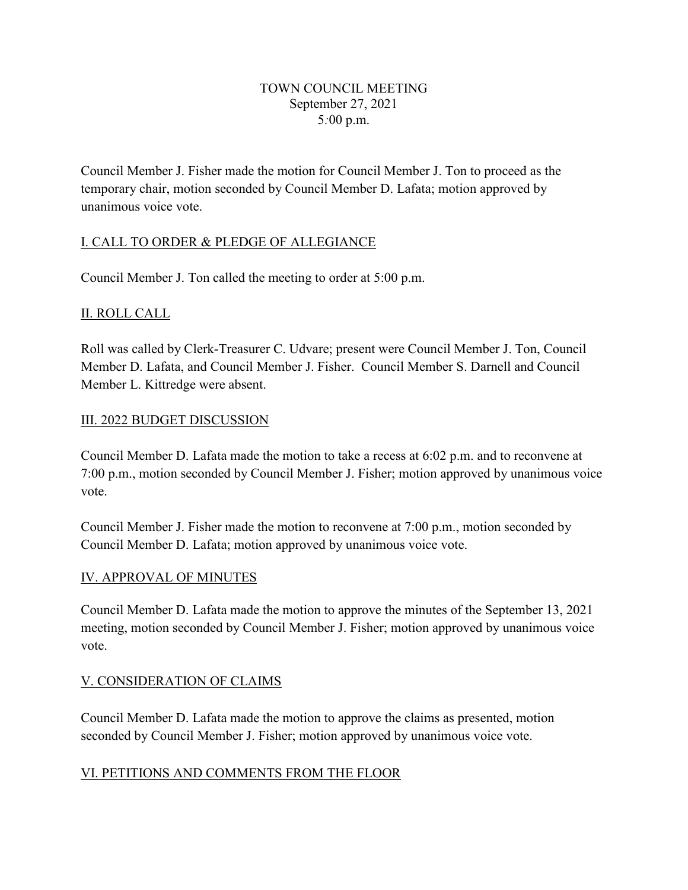# TOWN COUNCIL MEETING
September 27, 2021
5:00 p.m.

Council Member J. Fisher made the motion for Council Member J. Ton to proceed as the temporary chair, motion seconded by Council Member D. Lafata; motion approved by unanimous voice vote.

## I. CALL TO ORDER & PLEDGE OF ALLEGIANCE

Council Member J. Ton called the meeting to order at 5:00 p.m.

## II. ROLL CALL

Roll was called by Clerk-Treasurer C. Udvare; present were Council Member J. Ton, Council Member D. Lafata, and Council Member J. Fisher. Council Member S. Darnell and Council Member L. Kittredge were absent.

## III. 2022 BUDGET DISCUSSION

Council Member D. Lafata made the motion to take a recess at 6:02 p.m. and to reconvene at 7:00 p.m., motion seconded by Council Member J. Fisher; motion approved by unanimous voice vote.

Council Member J. Fisher made the motion to reconvene at 7:00 p.m., motion seconded by Council Member D. Lafata; motion approved by unanimous voice vote.

## IV. APPROVAL OF MINUTES

Council Member D. Lafata made the motion to approve the minutes of the September 13, 2021 meeting, motion seconded by Council Member J. Fisher; motion approved by unanimous voice vote.

## V. CONSIDERATION OF CLAIMS

Council Member D. Lafata made the motion to approve the claims as presented, motion seconded by Council Member J. Fisher; motion approved by unanimous voice vote.

## VI. PETITIONS AND COMMENTS FROM THE FLOOR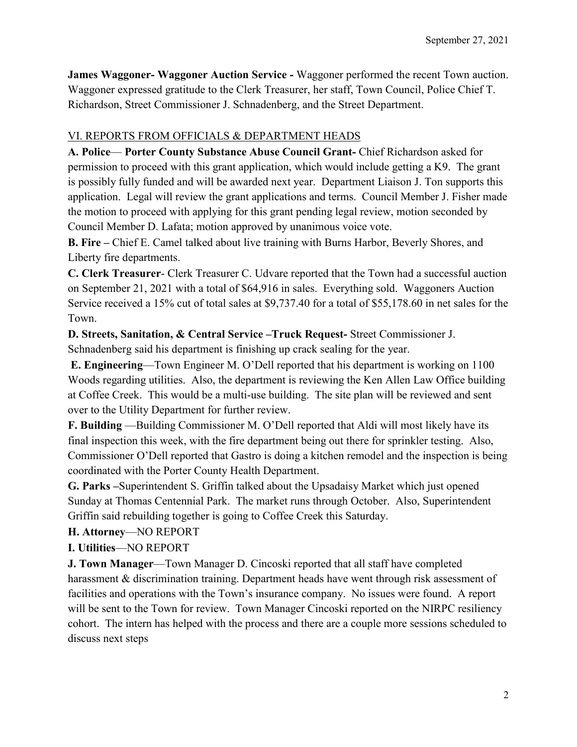September 27, 2021

**James Waggoner- Waggoner Auction Service -** Waggoner performed the recent Town auction. Waggoner expressed gratitude to the Clerk Treasurer, her staff, Town Council, Police Chief T. Richardson, Street Commissioner J. Schnadenberg, and the Street Department.

VI. REPORTS FROM OFFICIALS & DEPARTMENT HEADS

**A. Police**— **Porter County Substance Abuse Council Grant-** Chief Richardson asked for permission to proceed with this grant application, which would include getting a K9. The grant is possibly fully funded and will be awarded next year. Department Liaison J. Ton supports this application. Legal will review the grant applications and terms. Council Member J. Fisher made the motion to proceed with applying for this grant pending legal review, motion seconded by Council Member D. Lafata; motion approved by unanimous voice vote.

**B. Fire –** Chief E. Camel talked about live training with Burns Harbor, Beverly Shores, and Liberty fire departments.

**C. Clerk Treasurer**- Clerk Treasurer C. Udvare reported that the Town had a successful auction on September 21, 2021 with a total of $64,916 in sales. Everything sold. Waggoners Auction Service received a 15% cut of total sales at $9,737.40 for a total of $55,178.60 in net sales for the Town.

**D. Streets, Sanitation, & Central Service –Truck Request-** Street Commissioner J. Schnadenberg said his department is finishing up crack sealing for the year.

**E. Engineering**—Town Engineer M. O'Dell reported that his department is working on 1100 Woods regarding utilities. Also, the department is reviewing the Ken Allen Law Office building at Coffee Creek. This would be a multi-use building. The site plan will be reviewed and sent over to the Utility Department for further review.

**F. Building** —Building Commissioner M. O'Dell reported that Aldi will most likely have its final inspection this week, with the fire department being out there for sprinkler testing. Also, Commissioner O'Dell reported that Gastro is doing a kitchen remodel and the inspection is being coordinated with the Porter County Health Department.

**G. Parks –**Superintendent S. Griffin talked about the Upsadaisy Market which just opened Sunday at Thomas Centennial Park. The market runs through October. Also, Superintendent Griffin said rebuilding together is going to Coffee Creek this Saturday.

**H. Attorney**—NO REPORT

**I. Utilities**—NO REPORT

**J. Town Manager**—Town Manager D. Cincoski reported that all staff have completed harassment & discrimination training. Department heads have went through risk assessment of facilities and operations with the Town's insurance company. No issues were found. A report will be sent to the Town for review. Town Manager Cincoski reported on the NIRPC resiliency cohort. The intern has helped with the process and there are a couple more sessions scheduled to discuss next steps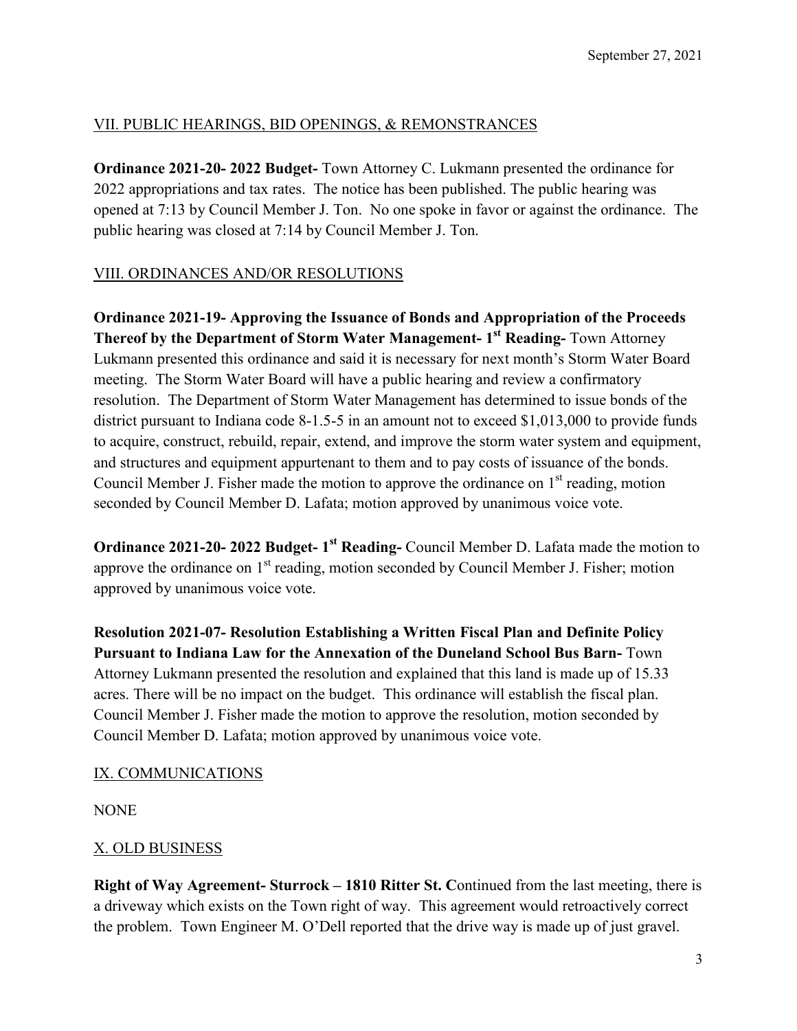September 27, 2021

## VII. PUBLIC HEARINGS, BID OPENINGS, & REMONSTRANCES

**Ordinance 2021-20- 2022 Budget-** Town Attorney C. Lukmann presented the ordinance for 2022 appropriations and tax rates. The notice has been published. The public hearing was opened at 7:13 by Council Member J. Ton. No one spoke in favor or against the ordinance. The public hearing was closed at 7:14 by Council Member J. Ton.

## VIII. ORDINANCES AND/OR RESOLUTIONS

**Ordinance 2021-19- Approving the Issuance of Bonds and Appropriation of the Proceeds Thereof by the Department of Storm Water Management- 1st Reading-** Town Attorney Lukmann presented this ordinance and said it is necessary for next month's Storm Water Board meeting. The Storm Water Board will have a public hearing and review a confirmatory resolution. The Department of Storm Water Management has determined to issue bonds of the district pursuant to Indiana code 8-1.5-5 in an amount not to exceed $1,013,000 to provide funds to acquire, construct, rebuild, repair, extend, and improve the storm water system and equipment, and structures and equipment appurtenant to them and to pay costs of issuance of the bonds. Council Member J. Fisher made the motion to approve the ordinance on 1st reading, motion seconded by Council Member D. Lafata; motion approved by unanimous voice vote.

**Ordinance 2021-20- 2022 Budget- 1st Reading-** Council Member D. Lafata made the motion to approve the ordinance on 1st reading, motion seconded by Council Member J. Fisher; motion approved by unanimous voice vote.

**Resolution 2021-07- Resolution Establishing a Written Fiscal Plan and Definite Policy Pursuant to Indiana Law for the Annexation of the Duneland School Bus Barn-** Town Attorney Lukmann presented the resolution and explained that this land is made up of 15.33 acres. There will be no impact on the budget. This ordinance will establish the fiscal plan. Council Member J. Fisher made the motion to approve the resolution, motion seconded by Council Member D. Lafata; motion approved by unanimous voice vote.

## IX. COMMUNICATIONS

NONE

## X. OLD BUSINESS

**Right of Way Agreement- Sturrock – 1810 Ritter St. C**ontinued from the last meeting, there is a driveway which exists on the Town right of way. This agreement would retroactively correct the problem. Town Engineer M. O'Dell reported that the drive way is made up of just gravel.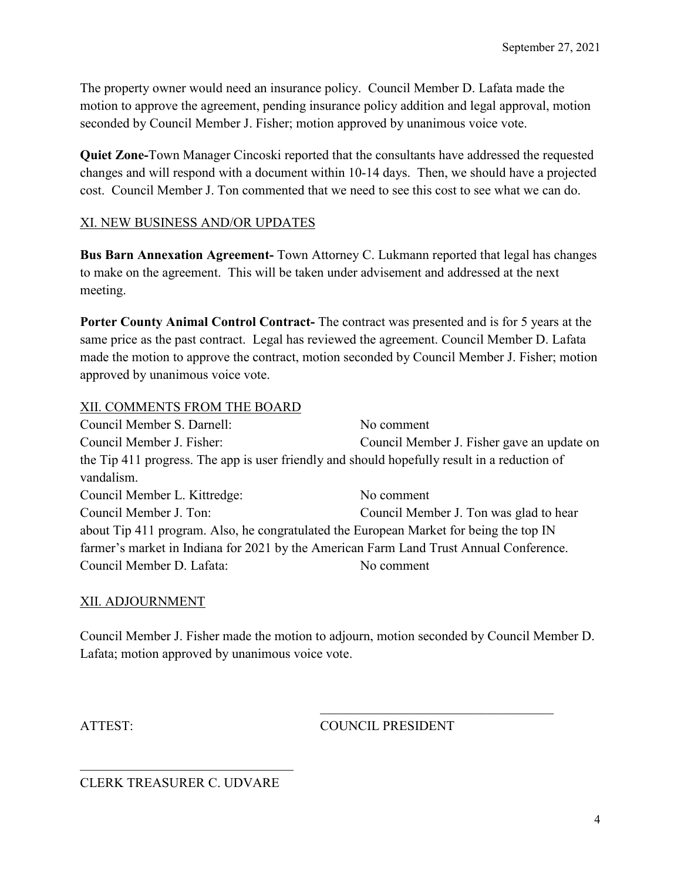The property owner would need an insurance policy. Council Member D. Lafata made the motion to approve the agreement, pending insurance policy addition and legal approval, motion seconded by Council Member J. Fisher; motion approved by unanimous voice vote.

**Quiet Zone-**Town Manager Cincoski reported that the consultants have addressed the requested changes and will respond with a document within 10-14 days. Then, we should have a projected cost. Council Member J. Ton commented that we need to see this cost to see what we can do.

## XI. NEW BUSINESS AND/OR UPDATES

**Bus Barn Annexation Agreement-** Town Attorney C. Lukmann reported that legal has changes to make on the agreement. This will be taken under advisement and addressed at the next meeting.

**Porter County Animal Control Contract-** The contract was presented and is for 5 years at the same price as the past contract. Legal has reviewed the agreement. Council Member D. Lafata made the motion to approve the contract, motion seconded by Council Member J. Fisher; motion approved by unanimous voice vote.

## XII. COMMENTS FROM THE BOARD

Council Member S. Darnell: No comment

Council Member J. Fisher: Council Member J. Fisher gave an update on the Tip 411 progress. The app is user friendly and should hopefully result in a reduction of vandalism.

Council Member L. Kittredge: No comment

Council Member J. Ton: Council Member J. Ton was glad to hear about Tip 411 program. Also, he congratulated the European Market for being the top IN farmer's market in Indiana for 2021 by the American Farm Land Trust Annual Conference.

Council Member D. Lafata: No comment

## XII. ADJOURNMENT

Council Member J. Fisher made the motion to adjourn, motion seconded by Council Member D. Lafata; motion approved by unanimous voice vote.

ATTEST:

\_\_\_\_\_\_\_\_\_\_\_\_\_\_\_\_\_\_\_\_\_\_\_\_\_\_\_\_\_\_\_\_\_\_\_\_
COUNCIL PRESIDENT

\_\_\_\_\_\_\_\_\_\_\_\_\_\_\_\_\_\_\_\_\_\_\_\_\_\_\_\_\_\_\_\_\_\_\_\_
CLERK TREASURER C. UDVARE